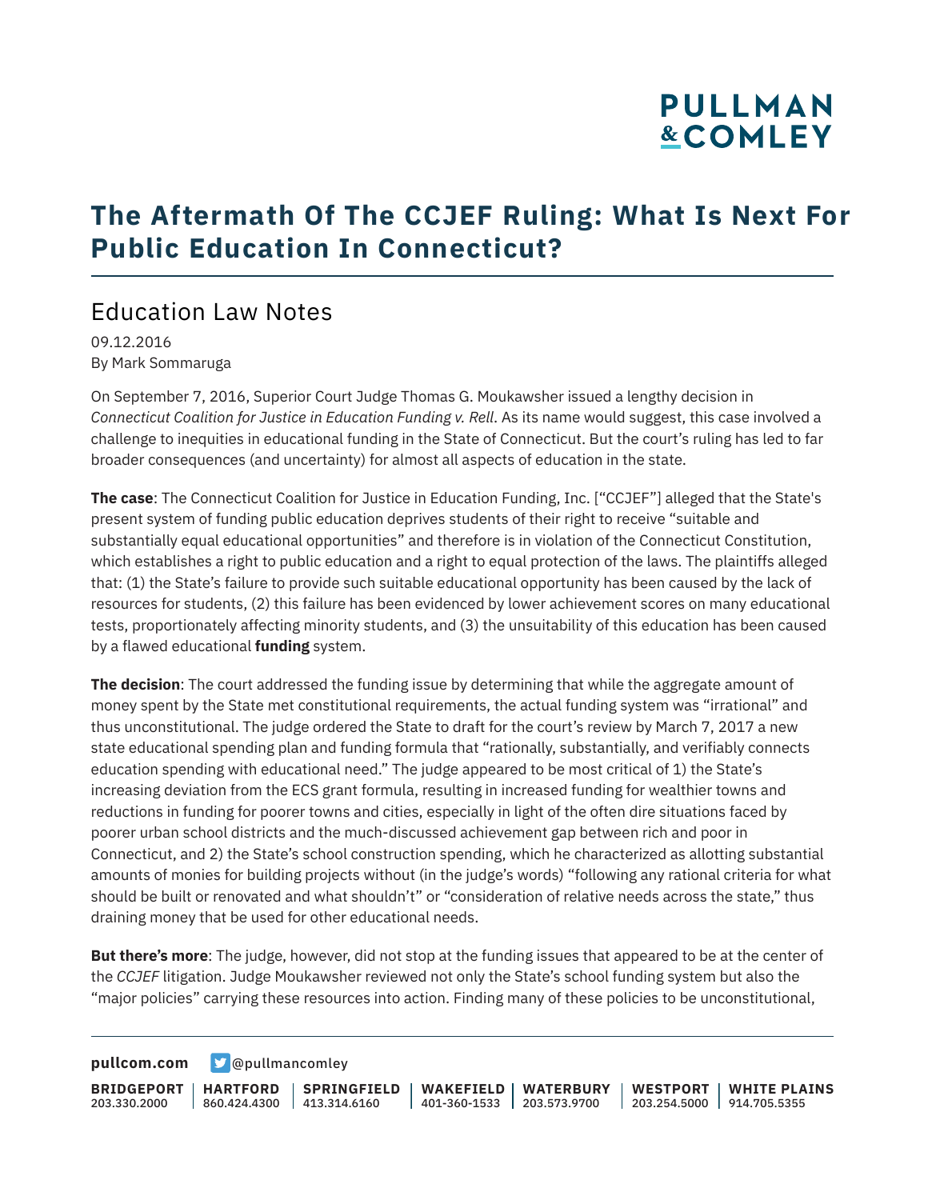# The Aftermath Of The CCJEF Ruling: What Is Next For Public Education In Connecticut?

## Education Law Notes

09.12.2016
By Mark Sommaruga

On September 7, 2016, Superior Court Judge Thomas G. Moukawsher issued a lengthy decision in *Connecticut Coalition for Justice in Education Funding v. Rell*. As its name would suggest, this case involved a challenge to inequities in educational funding in the State of Connecticut. But the court's ruling has led to far broader consequences (and uncertainty) for almost all aspects of education in the state.

**The case**: The Connecticut Coalition for Justice in Education Funding, Inc. ["CCJEF"] alleged that the State's present system of funding public education deprives students of their right to receive "suitable and substantially equal educational opportunities" and therefore is in violation of the Connecticut Constitution, which establishes a right to public education and a right to equal protection of the laws. The plaintiffs alleged that: (1) the State's failure to provide such suitable educational opportunity has been caused by the lack of resources for students, (2) this failure has been evidenced by lower achievement scores on many educational tests, proportionately affecting minority students, and (3) the unsuitability of this education has been caused by a flawed educational **funding** system.

**The decision**: The court addressed the funding issue by determining that while the aggregate amount of money spent by the State met constitutional requirements, the actual funding system was "irrational" and thus unconstitutional. The judge ordered the State to draft for the court's review by March 7, 2017 a new state educational spending plan and funding formula that "rationally, substantially, and verifiably connects education spending with educational need." The judge appeared to be most critical of 1) the State's increasing deviation from the ECS grant formula, resulting in increased funding for wealthier towns and reductions in funding for poorer towns and cities, especially in light of the often dire situations faced by poorer urban school districts and the much-discussed achievement gap between rich and poor in Connecticut, and 2) the State's school construction spending, which he characterized as allotting substantial amounts of monies for building projects without (in the judge's words) "following any rational criteria for what should be built or renovated and what shouldn't" or "consideration of relative needs across the state," thus draining money that be used for other educational needs.

**But there's more**: The judge, however, did not stop at the funding issues that appeared to be at the center of the *CCJEF* litigation. Judge Moukawsher reviewed not only the State's school funding system but also the "major policies" carrying these resources into action. Finding many of these policies to be unconstitutional,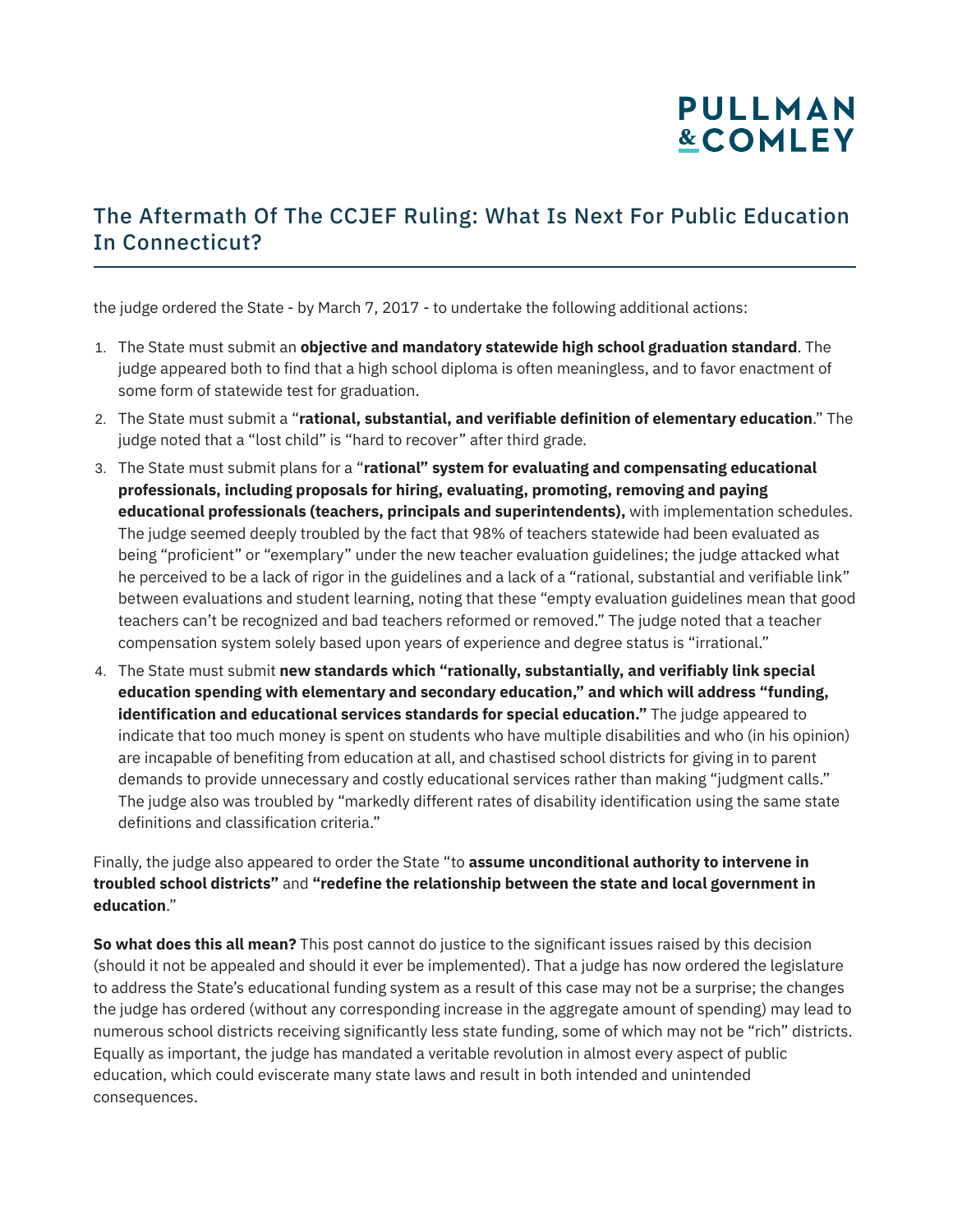the judge ordered the State - by March 7, 2017 - to undertake the following additional actions:

1. The State must submit an **objective and mandatory statewide high school graduation standard**. The judge appeared both to find that a high school diploma is often meaningless, and to favor enactment of some form of statewide test for graduation.
2. The State must submit a "**rational, substantial, and verifiable definition of elementary education**." The judge noted that a "lost child" is "hard to recover" after third grade.
3. The State must submit plans for a "**rational" system for evaluating and compensating educational professionals, including proposals for hiring, evaluating, promoting, removing and paying educational professionals (teachers, principals and superintendents),** with implementation schedules. The judge seemed deeply troubled by the fact that 98% of teachers statewide had been evaluated as being "proficient" or "exemplary" under the new teacher evaluation guidelines; the judge attacked what he perceived to be a lack of rigor in the guidelines and a lack of a "rational, substantial and verifiable link" between evaluations and student learning, noting that these "empty evaluation guidelines mean that good teachers can't be recognized and bad teachers reformed or removed." The judge noted that a teacher compensation system solely based upon years of experience and degree status is "irrational."
4. The State must submit **new standards which "rationally, substantially, and verifiably link special education spending with elementary and secondary education," and which will address "funding, identification and educational services standards for special education."** The judge appeared to indicate that too much money is spent on students who have multiple disabilities and who (in his opinion) are incapable of benefiting from education at all, and chastised school districts for giving in to parent demands to provide unnecessary and costly educational services rather than making "judgment calls." The judge also was troubled by "markedly different rates of disability identification using the same state definitions and classification criteria."

Finally, the judge also appeared to order the State "to **assume unconditional authority to intervene in troubled school districts"** and **"redefine the relationship between the state and local government in education**."

**So what does this all mean?** This post cannot do justice to the significant issues raised by this decision (should it not be appealed and should it ever be implemented). That a judge has now ordered the legislature to address the State's educational funding system as a result of this case may not be a surprise; the changes the judge has ordered (without any corresponding increase in the aggregate amount of spending) may lead to numerous school districts receiving significantly less state funding, some of which may not be "rich" districts. Equally as important, the judge has mandated a veritable revolution in almost every aspect of public education, which could eviscerate many state laws and result in both intended and unintended consequences.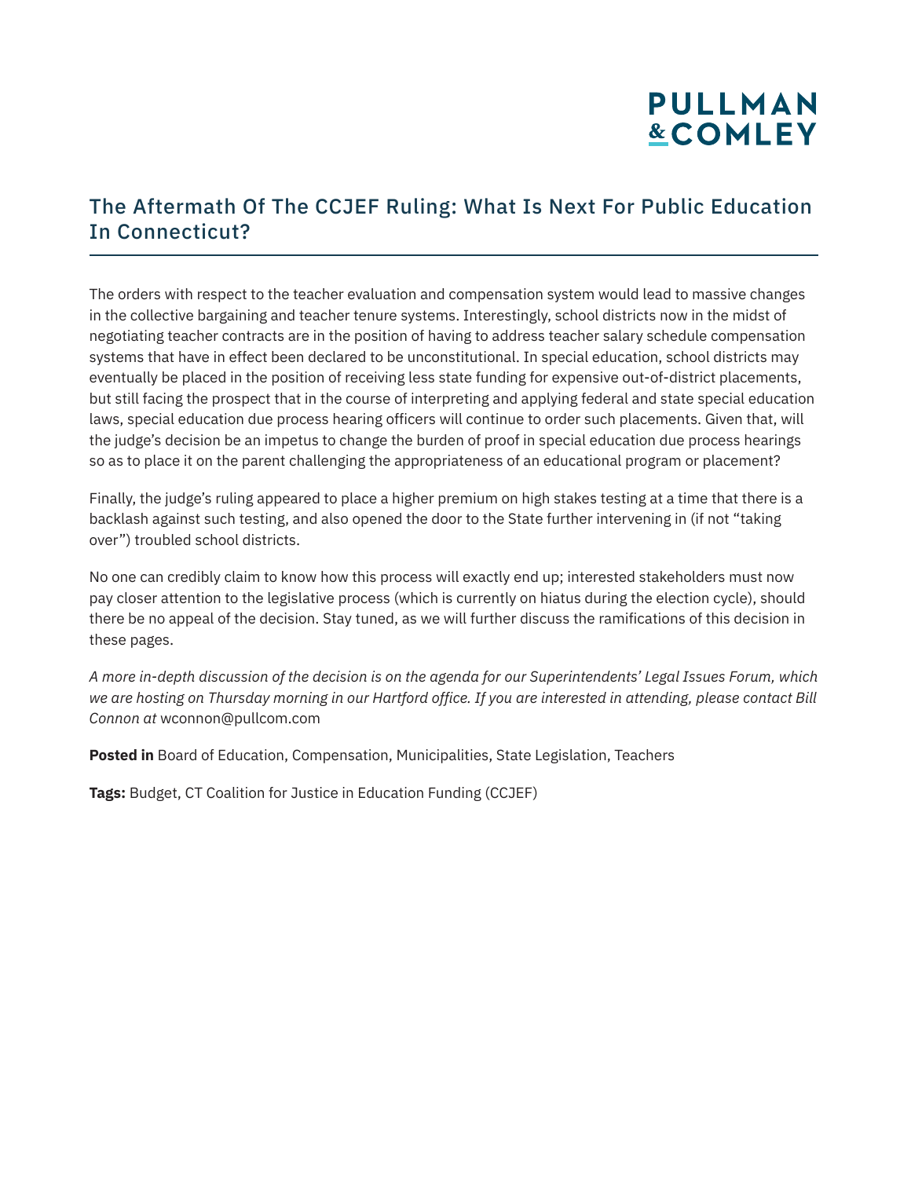## The Aftermath Of The CCJEF Ruling: What Is Next For Public Education In Connecticut?

The orders with respect to the teacher evaluation and compensation system would lead to massive changes in the collective bargaining and teacher tenure systems. Interestingly, school districts now in the midst of negotiating teacher contracts are in the position of having to address teacher salary schedule compensation systems that have in effect been declared to be unconstitutional. In special education, school districts may eventually be placed in the position of receiving less state funding for expensive out-of-district placements, but still facing the prospect that in the course of interpreting and applying federal and state special education laws, special education due process hearing officers will continue to order such placements. Given that, will the judge's decision be an impetus to change the burden of proof in special education due process hearings so as to place it on the parent challenging the appropriateness of an educational program or placement?

Finally, the judge's ruling appeared to place a higher premium on high stakes testing at a time that there is a backlash against such testing, and also opened the door to the State further intervening in (if not "taking over") troubled school districts.

No one can credibly claim to know how this process will exactly end up; interested stakeholders must now pay closer attention to the legislative process (which is currently on hiatus during the election cycle), should there be no appeal of the decision. Stay tuned, as we will further discuss the ramifications of this decision in these pages.

*A more in-depth discussion of the decision is on the agenda for our Superintendents' Legal Issues Forum, which we are hosting on Thursday morning in our Hartford office. If you are interested in attending, please contact Bill Connon at* wconnon@pullcom.com

**Posted in** Board of Education, Compensation, Municipalities, State Legislation, Teachers

**Tags:** Budget, CT Coalition for Justice in Education Funding (CCJEF)